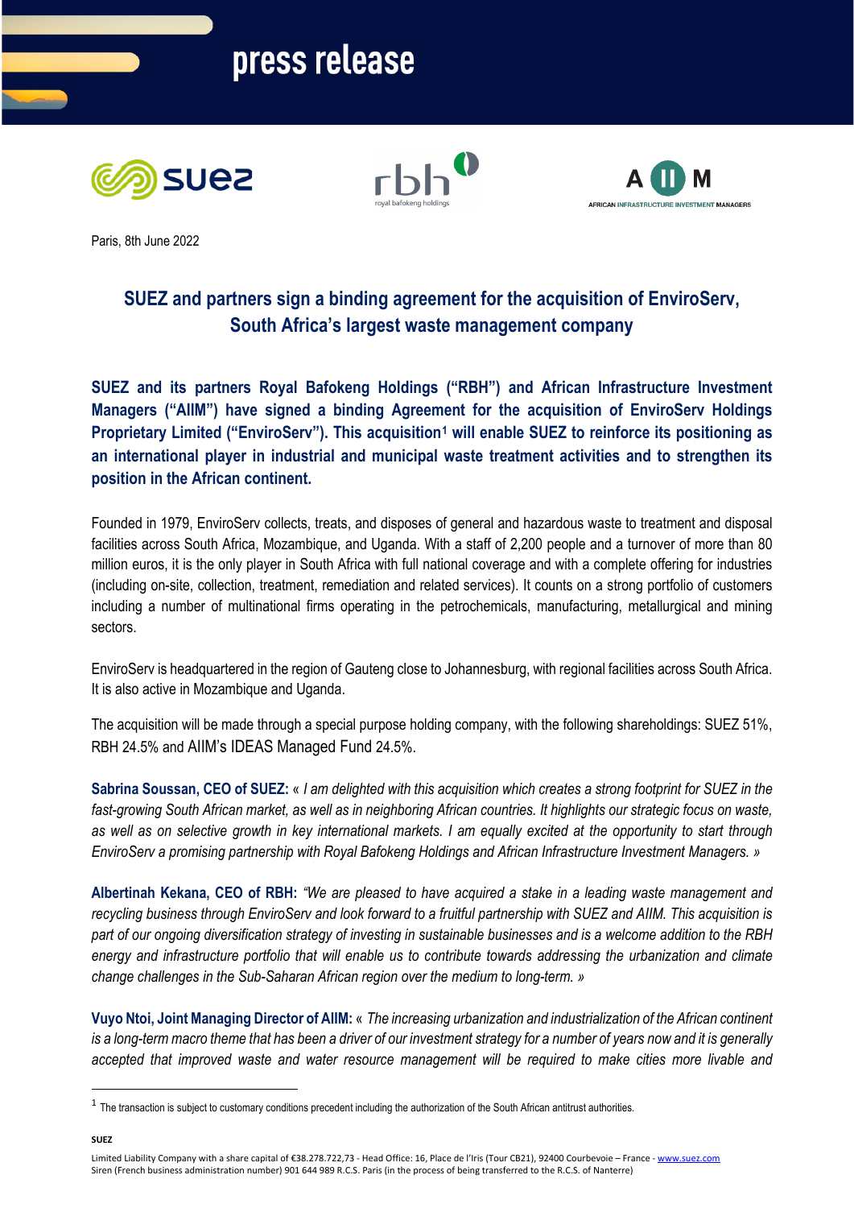press release

Paris, 8th June 2022

# SUEZ and partners sign a binding agreement for the acquisition of EnviroServ, South Africa's largest waste management company

**SUEZ and its partners Royal Bafokeng Holdings ("RBH") and African Infrastructure Investment Managers ("AIIM") have signed a binding Agreement for the acquisition of EnviroServ Holdings Proprietary Limited ("EnviroServ"). This acquisition[1] will enable SUEZ to reinforce its positioning as an international player in industrial and municipal waste treatment activities and to strengthen its position in the African continent.**

Founded in 1979, EnviroServ collects, treats, and disposes of general and hazardous waste to treatment and disposal facilities across South Africa, Mozambique, and Uganda. With a staff of 2,200 people and a turnover of more than 80 million euros, it is the only player in South Africa with full national coverage and with a complete offering for industries (including on-site, collection, treatment, remediation and related services). It counts on a strong portfolio of customers including a number of multinational firms operating in the petrochemicals, manufacturing, metallurgical and mining sectors.

EnviroServ is headquartered in the region of Gauteng close to Johannesburg, with regional facilities across South Africa. It is also active in Mozambique and Uganda.

The acquisition will be made through a special purpose holding company, with the following shareholdings: SUEZ 51%, RBH 24.5% and AIIM's IDEAS Managed Fund 24.5%.

**Sabrina Soussan, CEO of SUEZ:** « *I am delighted with this acquisition which creates a strong footprint for SUEZ in the fast-growing South African market, as well as in neighboring African countries. It highlights our strategic focus on waste, as well as on selective growth in key international markets. I am equally excited at the opportunity to start through EnviroServ a promising partnership with Royal Bafokeng Holdings and African Infrastructure Investment Managers.* »

**Albertinah Kekana, CEO of RBH:** *"We are pleased to have acquired a stake in a leading waste management and recycling business through EnviroServ and look forward to a fruitful partnership with SUEZ and AIIM. This acquisition is part of our ongoing diversification strategy of investing in sustainable businesses and is a welcome addition to the RBH energy and infrastructure portfolio that will enable us to contribute towards addressing the urbanization and climate change challenges in the Sub-Saharan African region over the medium to long-term.* »

**Vuyo Ntoi, Joint Managing Director of AIIM:** « *The increasing urbanization and industrialization of the African continent is a long-term macro theme that has been a driver of our investment strategy for a number of years now and it is generally accepted that improved waste and water resource management will be required to make cities more livable and*

[1] The transaction is subject to customary conditions precedent including the authorization of the South African antitrust authorities.

**SUEZ**

Limited Liability Company with a share capital of €38.278.722,73 - Head Office: 16, Place de l'Iris (Tour CB21), 92400 Courbevoie – France - www.suez.com
Siren (French business administration number) 901 644 989 R.C.S. Paris (in the process of being transferred to the R.C.S. of Nanterre)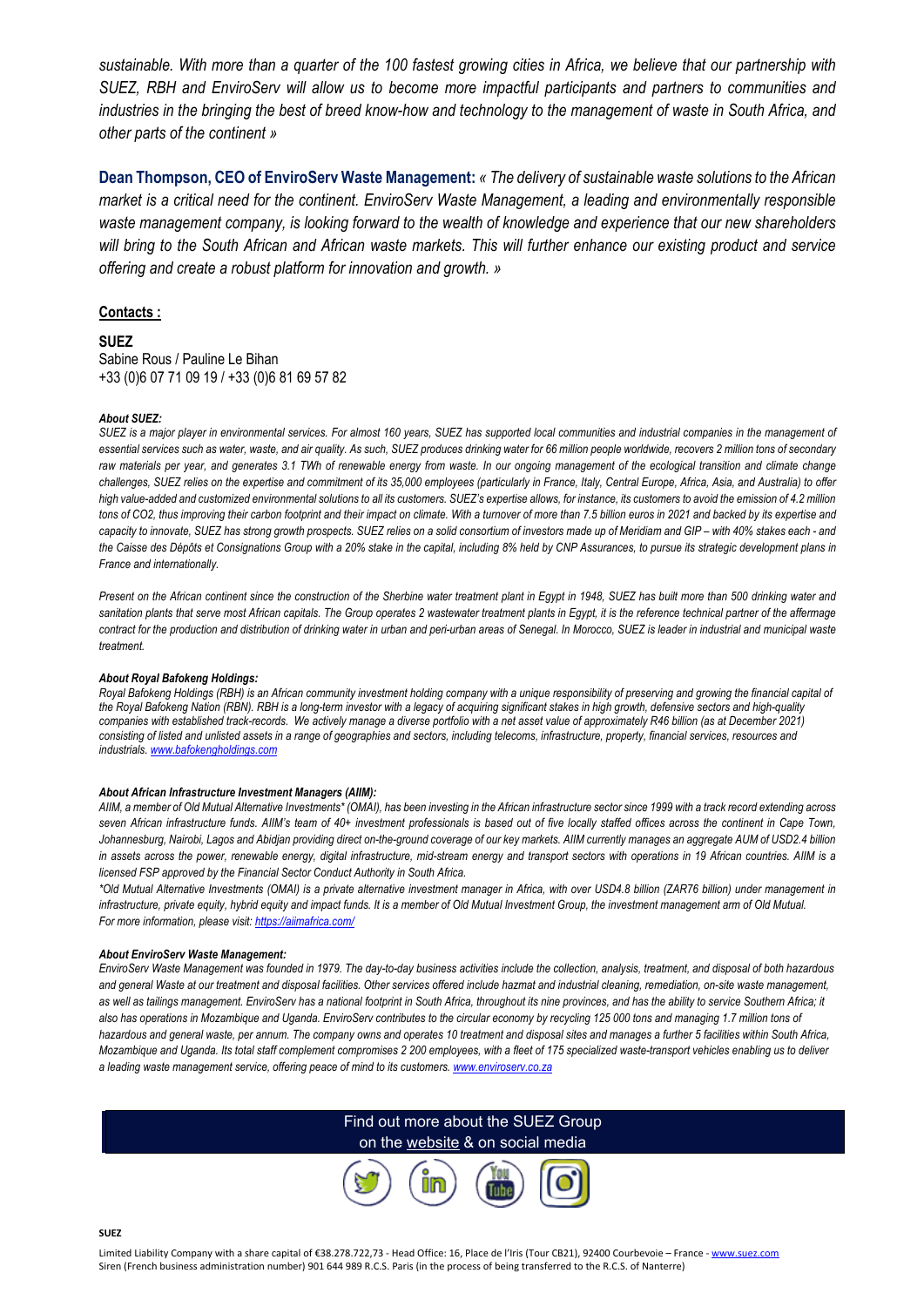*sustainable. With more than a quarter of the 100 fastest growing cities in Africa, we believe that our partnership with SUEZ, RBH and EnviroServ will allow us to become more impactful participants and partners to communities and industries in the bringing the best of breed know-how and technology to the management of waste in South Africa, and other parts of the continent »*

**Dean Thompson, CEO of EnviroServ Waste Management:** *« The delivery of sustainable waste solutions to the African market is a critical need for the continent. EnviroServ Waste Management, a leading and environmentally responsible waste management company, is looking forward to the wealth of knowledge and experience that our new shareholders will bring to the South African and African waste markets. This will further enhance our existing product and service offering and create a robust platform for innovation and growth. »*

**Contacts :**

**SUEZ**
Sabine Rous / Pauline Le Bihan
+33 (0)6 07 71 09 19 / +33 (0)6 81 69 57 82

***About SUEZ:***

*SUEZ is a major player in environmental services. For almost 160 years, SUEZ has supported local communities and industrial companies in the management of essential services such as water, waste, and air quality. As such, SUEZ produces drinking water for 66 million people worldwide, recovers 2 million tons of secondary raw materials per year, and generates 3.1 TWh of renewable energy from waste. In our ongoing management of the ecological transition and climate change challenges, SUEZ relies on the expertise and commitment of its 35,000 employees (particularly in France, Italy, Central Europe, Africa, Asia, and Australia) to offer high value-added and customized environmental solutions to all its customers. SUEZ's expertise allows, for instance, its customers to avoid the emission of 4.2 million tons of CO2, thus improving their carbon footprint and their impact on climate. With a turnover of more than 7.5 billion euros in 2021 and backed by its expertise and capacity to innovate, SUEZ has strong growth prospects. SUEZ relies on a solid consortium of investors made up of Meridiam and GIP – with 40% stakes each - and the Caisse des Dépôts et Consignations Group with a 20% stake in the capital, including 8% held by CNP Assurances, to pursue its strategic development plans in France and internationally.*

*Present on the African continent since the construction of the Sherbine water treatment plant in Egypt in 1948, SUEZ has built more than 500 drinking water and sanitation plants that serve most African capitals. The Group operates 2 wastewater treatment plants in Egypt, it is the reference technical partner of the affermage contract for the production and distribution of drinking water in urban and peri-urban areas of Senegal. In Morocco, SUEZ is leader in industrial and municipal waste treatment.*

***About Royal Bafokeng Holdings:***

*Royal Bafokeng Holdings (RBH) is an African community investment holding company with a unique responsibility of preserving and growing the financial capital of the Royal Bafokeng Nation (RBN). RBH is a long-term investor with a legacy of acquiring significant stakes in high growth, defensive sectors and high-quality companies with established track-records. We actively manage a diverse portfolio with a net asset value of approximately R46 billion (as at December 2021) consisting of listed and unlisted assets in a range of geographies and sectors, including telecoms, infrastructure, property, financial services, resources and industrials. www.bafokengholdings.com*

***About African Infrastructure Investment Managers (AIIM):***

*AIIM, a member of Old Mutual Alternative Investments\* (OMAI), has been investing in the African infrastructure sector since 1999 with a track record extending across seven African infrastructure funds. AIIM's team of 40+ investment professionals is based out of five locally staffed offices across the continent in Cape Town, Johannesburg, Nairobi, Lagos and Abidjan providing direct on-the-ground coverage of our key markets. AIIM currently manages an aggregate AUM of USD2.4 billion in assets across the power, renewable energy, digital infrastructure, mid-stream energy and transport sectors with operations in 19 African countries. AIIM is a licensed FSP approved by the Financial Sector Conduct Authority in South Africa.*

*\*Old Mutual Alternative Investments (OMAI) is a private alternative investment manager in Africa, with over USD4.8 billion (ZAR76 billion) under management in infrastructure, private equity, hybrid equity and impact funds. It is a member of Old Mutual Investment Group, the investment management arm of Old Mutual.*
*For more information, please visit: https://aiimafrica.com/*

***About EnviroServ Waste Management:***

*EnviroServ Waste Management was founded in 1979. The day-to-day business activities include the collection, analysis, treatment, and disposal of both hazardous and general Waste at our treatment and disposal facilities. Other services offered include hazmat and industrial cleaning, remediation, on-site waste management, as well as tailings management. EnviroServ has a national footprint in South Africa, throughout its nine provinces, and has the ability to service Southern Africa; it also has operations in Mozambique and Uganda. EnviroServ contributes to the circular economy by recycling 125 000 tons and managing 1.7 million tons of hazardous and general waste, per annum. The company owns and operates 10 treatment and disposal sites and manages a further 5 facilities within South Africa, Mozambique and Uganda. Its total staff complement compromises 2 200 employees, with a fleet of 175 specialized waste-transport vehicles enabling us to deliver a leading waste management service, offering peace of mind to its customers. www.enviroserv.co.za*

Find out more about the SUEZ Group
on the website & on social media

**SUEZ**

Limited Liability Company with a share capital of €38.278.722,73 - Head Office: 16, Place de l'Iris (Tour CB21), 92400 Courbevoie – France - www.suez.com
Siren (French business administration number) 901 644 989 R.C.S. Paris (in the process of being transferred to the R.C.S. of Nanterre)